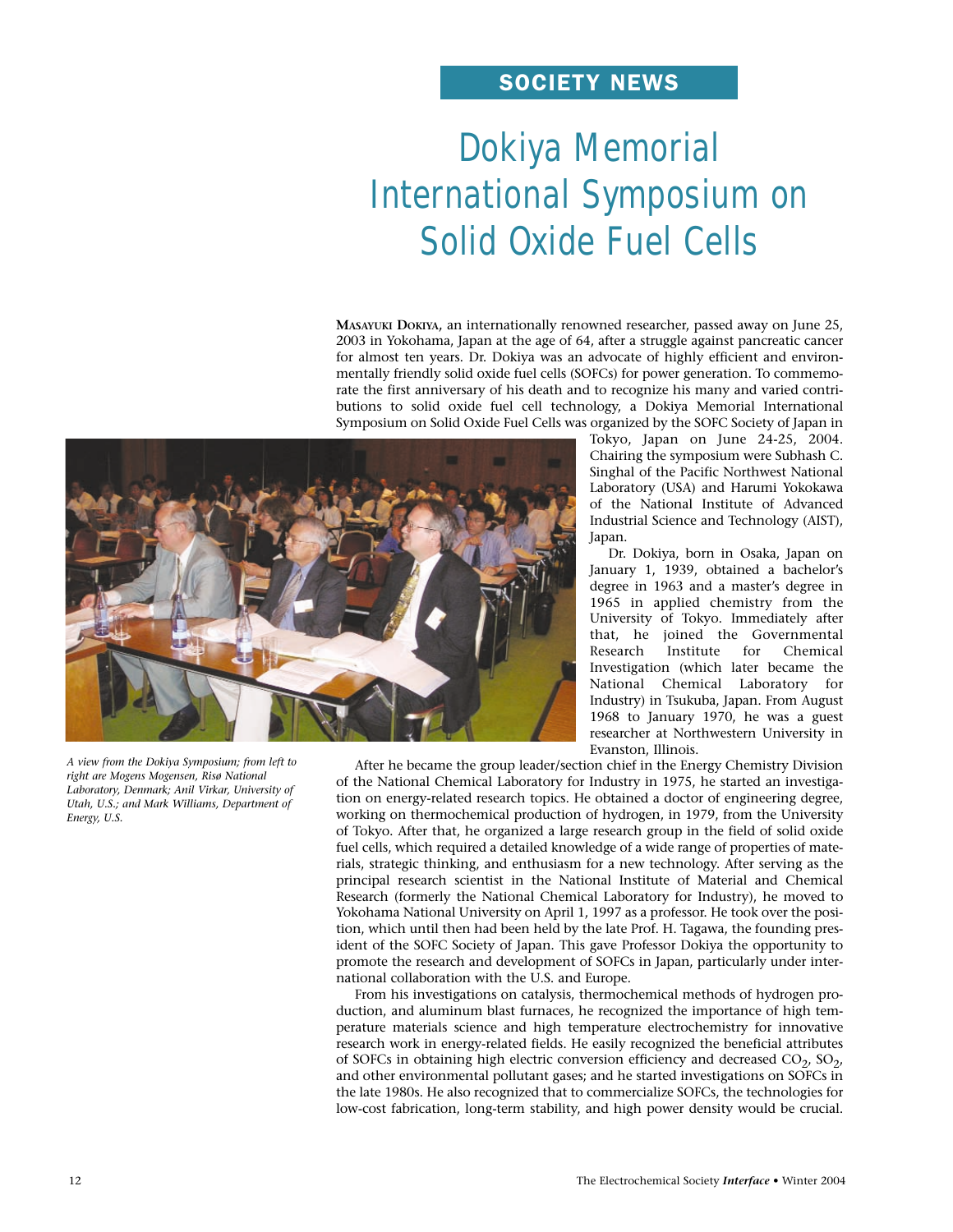SOCIETY NEWS

# Dokiya Memorial International Symposium on Solid Oxide Fuel Cells

**Masayuki Dokiya,** an internationally renowned researcher, passed away on June 25, 2003 in Yokohama, Japan at the age of 64, after a struggle against pancreatic cancer for almost ten years. Dr. Dokiya was an advocate of highly efficient and environmentally friendly solid oxide fuel cells (SOFCs) for power generation. To commemorate the first anniversary of his death and to recognize his many and varied contributions to solid oxide fuel cell technology, a Dokiya Memorial International Symposium on Solid Oxide Fuel Cells was organized by the SOFC Society of Japan in Tokyo, Japan on June 24-25, 2004. Chairing the symposium were Subhash C. Singhal of the Pacific Northwest National Laboratory (USA) and Harumi Yokokawa of the National Institute of Advanced Industrial Science and Technology (AIST), Japan.

*A view from the Dokiya Symposium; from left to right are Mogens Mogensen, Risø National Laboratory, Denmark; Anil Virkar, University of Utah, U.S.; and Mark Williams, Department of Energy, U.S.*

Dr. Dokiya, born in Osaka, Japan on January 1, 1939, obtained a bachelor's degree in 1963 and a master's degree in 1965 in applied chemistry from the University of Tokyo. Immediately after that, he joined the Governmental Research Institute for Chemical Investigation (which later became the National Chemical Laboratory for Industry) in Tsukuba, Japan. From August 1968 to January 1970, he was a guest researcher at Northwestern University in Evanston, Illinois.

After he became the group leader/section chief in the Energy Chemistry Division of the National Chemical Laboratory for Industry in 1975, he started an investigation on energy-related research topics. He obtained a doctor of engineering degree, working on thermochemical production of hydrogen, in 1979, from the University of Tokyo. After that, he organized a large research group in the field of solid oxide fuel cells, which required a detailed knowledge of a wide range of properties of materials, strategic thinking, and enthusiasm for a new technology. After serving as the principal research scientist in the National Institute of Material and Chemical Research (formerly the National Chemical Laboratory for Industry), he moved to Yokohama National University on April 1, 1997 as a professor. He took over the position, which until then had been held by the late Prof. H. Tagawa, the founding president of the SOFC Society of Japan. This gave Professor Dokiya the opportunity to promote the research and development of SOFCs in Japan, particularly under international collaboration with the U.S. and Europe.

From his investigations on catalysis, thermochemical methods of hydrogen production, and aluminum blast furnaces, he recognized the importance of high temperature materials science and high temperature electrochemistry for innovative research work in energy-related fields. He easily recognized the beneficial attributes of SOFCs in obtaining high electric conversion efficiency and decreased $CO_2$, $SO_2$, and other environmental pollutant gases; and he started investigations on SOFCs in the late 1980s. He also recognized that to commercialize SOFCs, the technologies for low-cost fabrication, long-term stability, and high power density would be crucial.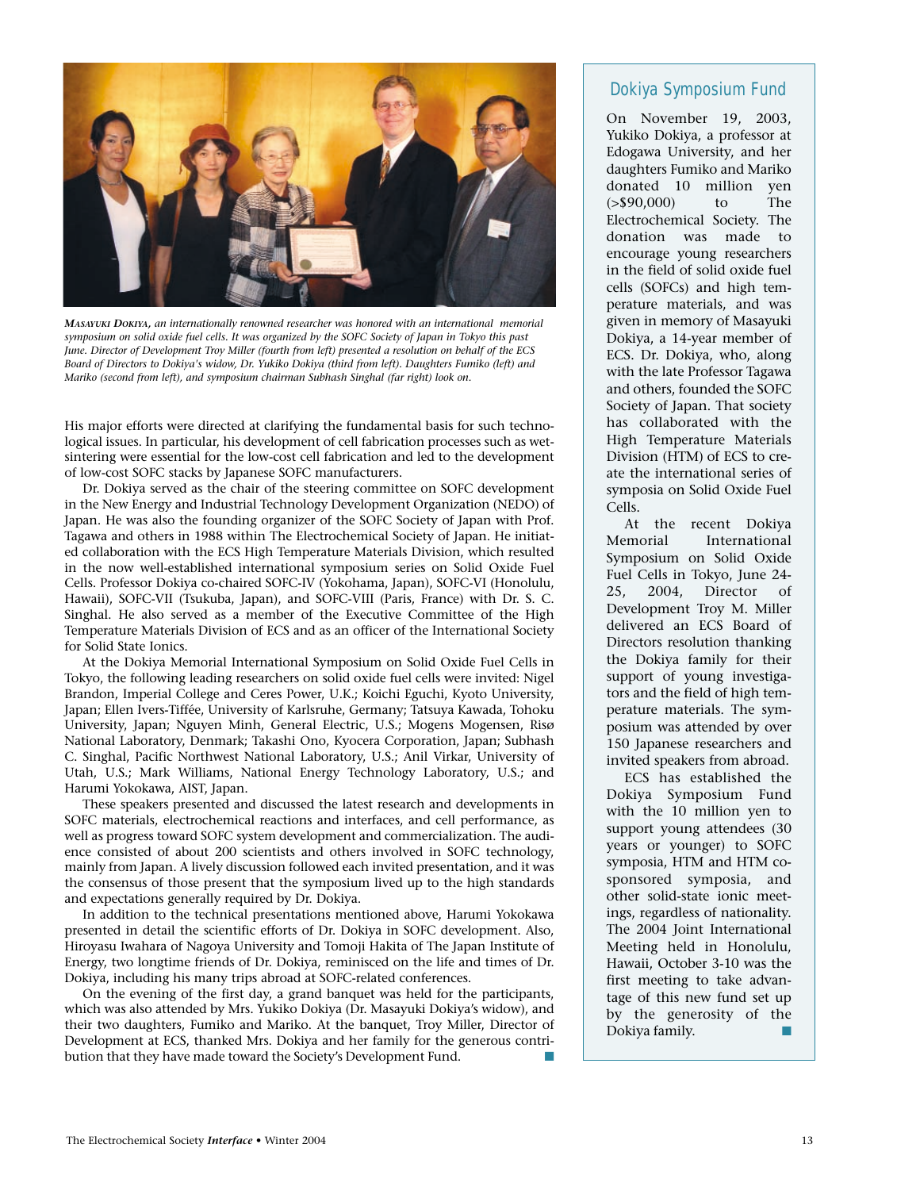*MASAYUKI DOKIYA, an internationally renowned researcher was honored with an international memorial symposium on solid oxide fuel cells. It was organized by the SOFC Society of Japan in Tokyo this past June. Director of Development Troy Miller (fourth from left) presented a resolution on behalf of the ECS Board of Directors to Dokiya's widow, Dr. Yukiko Dokiya (third from left). Daughters Fumiko (left) and Mariko (second from left), and symposium chairman Subhash Singhal (far right) look on.*

His major efforts were directed at clarifying the fundamental basis for such technological issues. In particular, his development of cell fabrication processes such as wet-sintering were essential for the low-cost cell fabrication and led to the development of low-cost SOFC stacks by Japanese SOFC manufacturers.

Dr. Dokiya served as the chair of the steering committee on SOFC development in the New Energy and Industrial Technology Development Organization (NEDO) of Japan. He was also the founding organizer of the SOFC Society of Japan with Prof. Tagawa and others in 1988 within The Electrochemical Society of Japan. He initiated collaboration with the ECS High Temperature Materials Division, which resulted in the now well-established international symposium series on Solid Oxide Fuel Cells. Professor Dokiya co-chaired SOFC-IV (Yokohama, Japan), SOFC-VI (Honolulu, Hawaii), SOFC-VII (Tsukuba, Japan), and SOFC-VIII (Paris, France) with Dr. S. C. Singhal. He also served as a member of the Executive Committee of the High Temperature Materials Division of ECS and as an officer of the International Society for Solid State Ionics.

At the Dokiya Memorial International Symposium on Solid Oxide Fuel Cells in Tokyo, the following leading researchers on solid oxide fuel cells were invited: Nigel Brandon, Imperial College and Ceres Power, U.K.; Koichi Eguchi, Kyoto University, Japan; Ellen Ivers-Tiffée, University of Karlsruhe, Germany; Tatsuya Kawada, Tohoku University, Japan; Nguyen Minh, General Electric, U.S.; Mogens Mogensen, Risø National Laboratory, Denmark; Takashi Ono, Kyocera Corporation, Japan; Subhash C. Singhal, Pacific Northwest National Laboratory, U.S.; Anil Virkar, University of Utah, U.S.; Mark Williams, National Energy Technology Laboratory, U.S.; and Harumi Yokokawa, AIST, Japan.

These speakers presented and discussed the latest research and developments in SOFC materials, electrochemical reactions and interfaces, and cell performance, as well as progress toward SOFC system development and commercialization. The audience consisted of about 200 scientists and others involved in SOFC technology, mainly from Japan. A lively discussion followed each invited presentation, and it was the consensus of those present that the symposium lived up to the high standards and expectations generally required by Dr. Dokiya.

In addition to the technical presentations mentioned above, Harumi Yokokawa presented in detail the scientific efforts of Dr. Dokiya in SOFC development. Also, Hiroyasu Iwahara of Nagoya University and Tomoji Hakita of The Japan Institute of Energy, two longtime friends of Dr. Dokiya, reminisced on the life and times of Dr. Dokiya, including his many trips abroad at SOFC-related conferences.

On the evening of the first day, a grand banquet was held for the participants, which was also attended by Mrs. Yukiko Dokiya (Dr. Masayuki Dokiya's widow), and their two daughters, Fumiko and Mariko. At the banquet, Troy Miller, Director of Development at ECS, thanked Mrs. Dokiya and her family for the generous contribution that they have made toward the Society's Development Fund. ■

## Dokiya Symposium Fund

On November 19, 2003, Yukiko Dokiya, a professor at Edogawa University, and her daughters Fumiko and Mariko donated 10 million yen (>$90,000) to The Electrochemical Society. The donation was made to encourage young researchers in the field of solid oxide fuel cells (SOFCs) and high temperature materials, and was given in memory of Masayuki Dokiya, a 14-year member of ECS. Dr. Dokiya, who, along with the late Professor Tagawa and others, founded the SOFC Society of Japan. That society has collaborated with the High Temperature Materials Division (HTM) of ECS to create the international series of symposia on Solid Oxide Fuel Cells.

At the recent Dokiya Memorial International Symposium on Solid Oxide Fuel Cells in Tokyo, June 24-25, 2004, Director of Development Troy M. Miller delivered an ECS Board of Directors resolution thanking the Dokiya family for their support of young investigators and the field of high temperature materials. The symposium was attended by over 150 Japanese researchers and invited speakers from abroad.

ECS has established the Dokiya Symposium Fund with the 10 million yen to support young attendees (30 years or younger) to SOFC symposia, HTM and HTM co-sponsored symposia, and other solid-state ionic meetings, regardless of nationality. The 2004 Joint International Meeting held in Honolulu, Hawaii, October 3-10 was the first meeting to take advantage of this new fund set up by the generosity of the Dokiya family. ■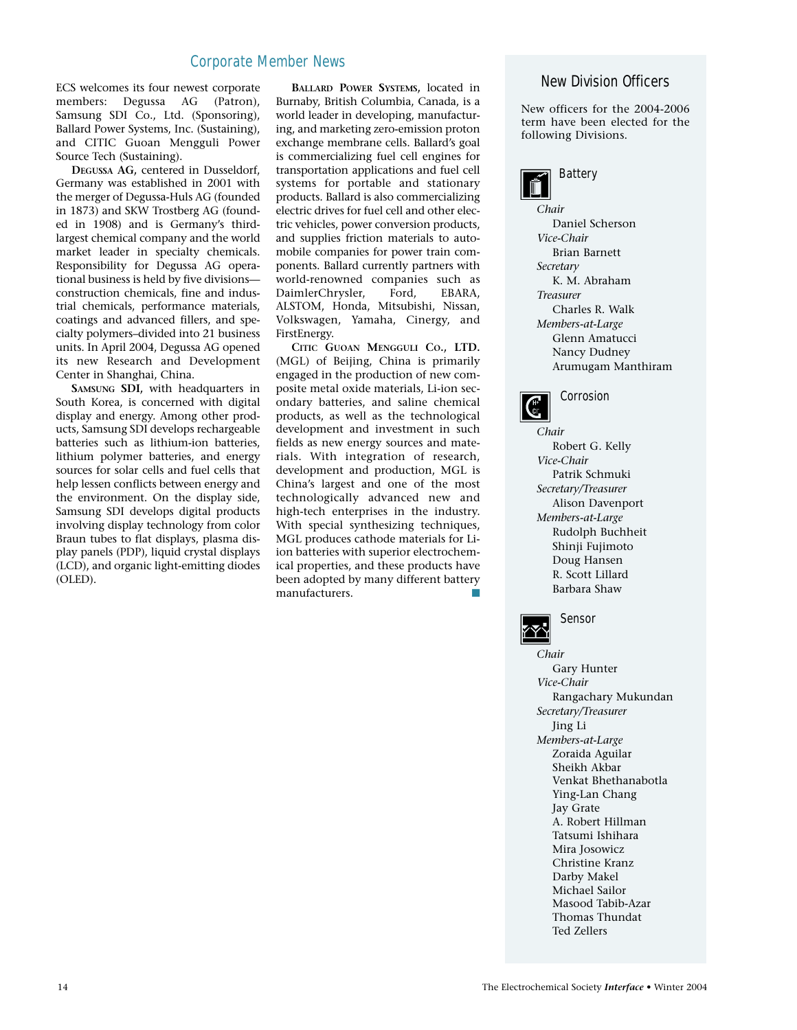## Corporate Member News

ECS welcomes its four newest corporate members: Degussa AG (Patron), Samsung SDI Co., Ltd. (Sponsoring), Ballard Power Systems, Inc. (Sustaining), and CITIC Guoan Mengguli Power Source Tech (Sustaining).

**Degussa AG,** centered in Dusseldorf, Germany was established in 2001 with the merger of Degussa-Huls AG (founded in 1873) and SKW Trostberg AG (founded in 1908) and is Germany's third-largest chemical company and the world market leader in specialty chemicals. Responsibility for Degussa AG operational business is held by five divisions—construction chemicals, fine and industrial chemicals, performance materials, coatings and advanced fillers, and specialty polymers–divided into 21 business units. In April 2004, Degussa AG opened its new Research and Development Center in Shanghai, China.

**Samsung SDI,** with headquarters in South Korea, is concerned with digital display and energy. Among other products, Samsung SDI develops rechargeable batteries such as lithium-ion batteries, lithium polymer batteries, and energy sources for solar cells and fuel cells that help lessen conflicts between energy and the environment. On the display side, Samsung SDI develops digital products involving display technology from color Braun tubes to flat displays, plasma display panels (PDP), liquid crystal displays (LCD), and organic light-emitting diodes (OLED).

**Ballard Power Systems,** located in Burnaby, British Columbia, Canada, is a world leader in developing, manufacturing, and marketing zero-emission proton exchange membrane cells. Ballard's goal is commercializing fuel cell engines for transportation applications and fuel cell systems for portable and stationary products. Ballard is also commercializing electric drives for fuel cell and other electric vehicles, power conversion products, and supplies friction materials to automobile companies for power train components. Ballard currently partners with world-renowned companies such as DaimlerChrysler, Ford, EBARA, ALSTOM, Honda, Mitsubishi, Nissan, Volkswagen, Yamaha, Cinergy, and FirstEnergy.

**Citic Guoan Mengguli Co., LTD.** (MGL) of Beijing, China is primarily engaged in the production of new composite metal oxide materials, Li-ion secondary batteries, and saline chemical products, as well as the technological development and investment in such fields as new energy sources and materials. With integration of research, development and production, MGL is China's largest and one of the most technologically advanced new and high-tech enterprises in the industry. With special synthesizing techniques, MGL produces cathode materials for Li-ion batteries with superior electrochemical properties, and these products have been adopted by many different battery manufacturers.

## New Division Officers

New officers for the 2004-2006 term have been elected for the following Divisions.

### Battery

*Chair*
Daniel Scherson

*Vice-Chair*
Brian Barnett

*Secretary*
K. M. Abraham

*Treasurer*
Charles R. Walk

*Members-at-Large*
Glenn Amatucci
Nancy Dudney
Arumugam Manthiram

### Corrosion

*Chair*
Robert G. Kelly

*Vice-Chair*
Patrik Schmuki

*Secretary/Treasurer*
Alison Davenport

*Members-at-Large*
Rudolph Buchheit
Shinji Fujimoto
Doug Hansen
R. Scott Lillard
Barbara Shaw

### Sensor

*Chair*
Gary Hunter

*Vice-Chair*
Rangachary Mukundan

*Secretary/Treasurer*
Jing Li

*Members-at-Large*
Zoraida Aguilar
Sheikh Akbar
Venkat Bhethanabotla
Ying-Lan Chang
Jay Grate
A. Robert Hillman
Tatsumi Ishihara
Mira Josowicz
Christine Kranz
Darby Makel
Michael Sailor
Masood Tabib-Azar
Thomas Thundat
Ted Zellers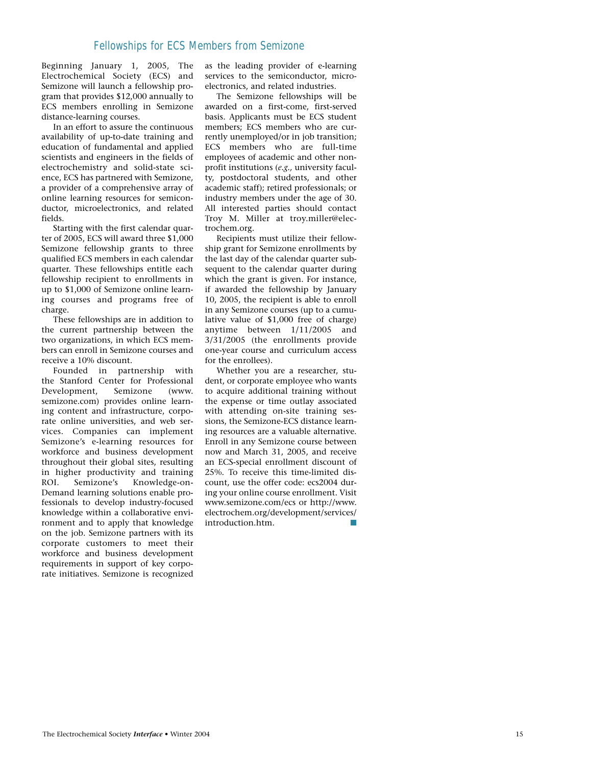## Fellowships for ECS Members from Semizone

Beginning January 1, 2005, The Electrochemical Society (ECS) and Semizone will launch a fellowship program that provides $12,000 annually to ECS members enrolling in Semizone distance-learning courses.

In an effort to assure the continuous availability of up-to-date training and education of fundamental and applied scientists and engineers in the fields of electrochemistry and solid-state science, ECS has partnered with Semizone, a provider of a comprehensive array of online learning resources for semiconductor, microelectronics, and related fields.

Starting with the first calendar quarter of 2005, ECS will award three $1,000 Semizone fellowship grants to three qualified ECS members in each calendar quarter. These fellowships entitle each fellowship recipient to enrollments in up to $1,000 of Semizone online learning courses and programs free of charge.

These fellowships are in addition to the current partnership between the two organizations, in which ECS members can enroll in Semizone courses and receive a 10% discount.

Founded in partnership with the Stanford Center for Professional Development, Semizone (www.semizone.com) provides online learning content and infrastructure, corporate online universities, and web services. Companies can implement Semizone's e-learning resources for workforce and business development throughout their global sites, resulting in higher productivity and training ROI. Semizone's Knowledge-on-Demand learning solutions enable professionals to develop industry-focused knowledge within a collaborative environment and to apply that knowledge on the job. Semizone partners with its corporate customers to meet their workforce and business development requirements in support of key corporate initiatives. Semizone is recognized as the leading provider of e-learning services to the semiconductor, microelectronics, and related industries.

The Semizone fellowships will be awarded on a first-come, first-served basis. Applicants must be ECS student members; ECS members who are currently unemployed/or in job transition; ECS members who are full-time employees of academic and other nonprofit institutions (*e.g.*, university faculty, postdoctoral students, and other academic staff); retired professionals; or industry members under the age of 30. All interested parties should contact Troy M. Miller at troy.miller@electrochem.org.

Recipients must utilize their fellowship grant for Semizone enrollments by the last day of the calendar quarter subsequent to the calendar quarter during which the grant is given. For instance, if awarded the fellowship by January 10, 2005, the recipient is able to enroll in any Semizone courses (up to a cumulative value of $1,000 free of charge) anytime between 1/11/2005 and 3/31/2005 (the enrollments provide one-year course and curriculum access for the enrollees).

Whether you are a researcher, student, or corporate employee who wants to acquire additional training without the expense or time outlay associated with attending on-site training sessions, the Semizone-ECS distance learning resources are a valuable alternative. Enroll in any Semizone course between now and March 31, 2005, and receive an ECS-special enrollment discount of 25%. To receive this time-limited discount, use the offer code: ecs2004 during your online course enrollment. Visit www.semizone.com/ecs or http://www.electrochem.org/development/services/introduction.htm.